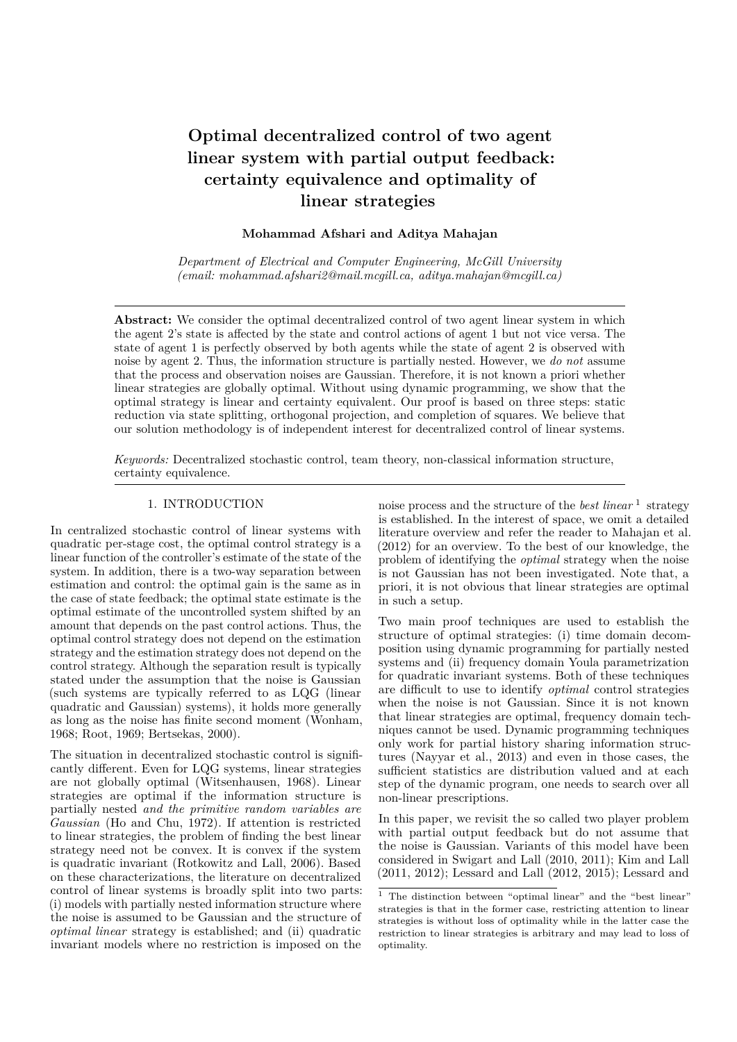# Optimal decentralized control of two agent linear system with partial output feedback: certainty equivalence and optimality of linear strategies

**Mohammad Afshari and Aditya Mahajan**

*Department of Electrical and Computer Engineering, McGill University (email: mohammad.afshari2@mail.mcgill.ca, aditya.mahajan@mcgill.ca)*

---

**Abstract:** We consider the optimal decentralized control of two agent linear system in which the agent 2's state is affected by the state and control actions of agent 1 but not vice versa. The state of agent 1 is perfectly observed by both agents while the state of agent 2 is observed with noise by agent 2. Thus, the information structure is partially nested. However, we *do not* assume that the process and observation noises are Gaussian. Therefore, it is not known a priori whether linear strategies are globally optimal. Without using dynamic programming, we show that the optimal strategy is linear and certainty equivalent. Our proof is based on three steps: static reduction via state splitting, orthogonal projection, and completion of squares. We believe that our solution methodology is of independent interest for decentralized control of linear systems.

*Keywords:* Decentralized stochastic control, team theory, non-classical information structure, certainty equivalence.

---

## 1. INTRODUCTION

In centralized stochastic control of linear systems with quadratic per-stage cost, the optimal control strategy is a linear function of the controller's estimate of the state of the system. In addition, there is a two-way separation between estimation and control: the optimal gain is the same as in the case of state feedback; the optimal state estimate is the optimal estimate of the uncontrolled system shifted by an amount that depends on the past control actions. Thus, the optimal control strategy does not depend on the estimation strategy and the estimation strategy does not depend on the control strategy. Although the separation result is typically stated under the assumption that the noise is Gaussian (such systems are typically referred to as LQG (linear quadratic and Gaussian) systems), it holds more generally as long as the noise has finite second moment (Wonham, 1968; Root, 1969; Bertsekas, 2000).

The situation in decentralized stochastic control is significantly different. Even for LQG systems, linear strategies are not globally optimal (Witsenhausen, 1968). Linear strategies are optimal if the information structure is partially nested *and the primitive random variables are Gaussian* (Ho and Chu, 1972). If attention is restricted to linear strategies, the problem of finding the best linear strategy need not be convex. It is convex if the system is quadratic invariant (Rotkowitz and Lall, 2006). Based on these characterizations, the literature on decentralized control of linear systems is broadly split into two parts: (i) models with partially nested information structure where the noise is assumed to be Gaussian and the structure of *optimal linear* strategy is established; and (ii) quadratic invariant models where no restriction is imposed on the noise process and the structure of the *best linear* [1] strategy is established. In the interest of space, we omit a detailed literature overview and refer the reader to Mahajan et al. (2012) for an overview. To the best of our knowledge, the problem of identifying the *optimal* strategy when the noise is not Gaussian has not been investigated. Note that, a priori, it is not obvious that linear strategies are optimal in such a setup.

Two main proof techniques are used to establish the structure of optimal strategies: (i) time domain decomposition using dynamic programming for partially nested systems and (ii) frequency domain Youla parametrization for quadratic invariant systems. Both of these techniques are difficult to use to identify *optimal* control strategies when the noise is not Gaussian. Since it is not known that linear strategies are optimal, frequency domain techniques cannot be used. Dynamic programming techniques only work for partial history sharing information structures (Nayyar et al., 2013) and even in those cases, the sufficient statistics are distribution valued and at each step of the dynamic program, one needs to search over all non-linear prescriptions.

In this paper, we revisit the so called two player problem with partial output feedback but do not assume that the noise is Gaussian. Variants of this model have been considered in Swigart and Lall (2010, 2011); Kim and Lall (2011, 2012); Lessard and Lall (2012, 2015); Lessard and

---

[1] The distinction between "optimal linear" and the "best linear" strategies is that in the former case, restricting attention to linear strategies is without loss of optimality while in the latter case the restriction to linear strategies is arbitrary and may lead to loss of optimality.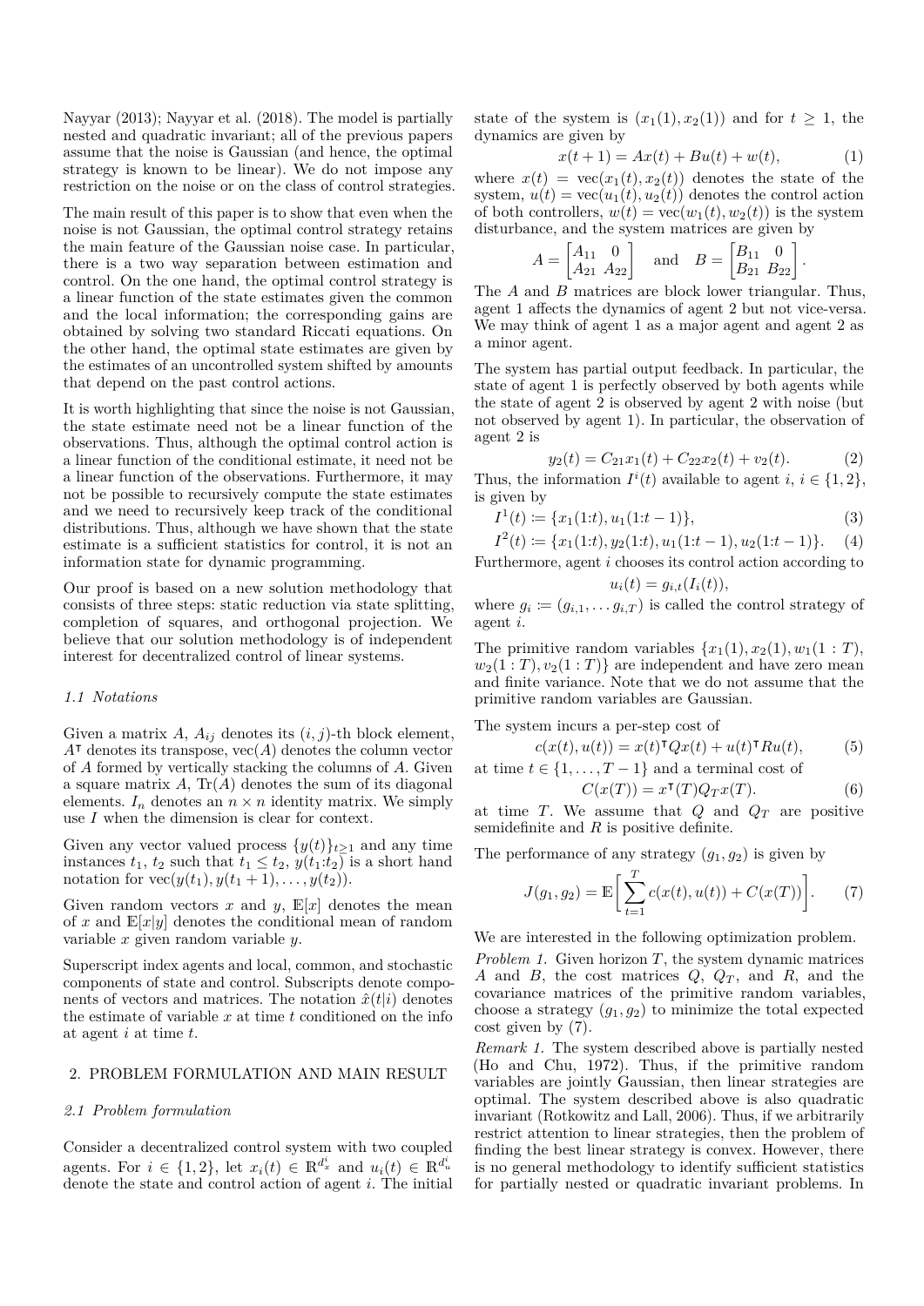Nayyar (2013); Nayyar et al. (2018). The model is partially nested and quadratic invariant; all of the previous papers assume that the noise is Gaussian (and hence, the optimal strategy is known to be linear). We do not impose any restriction on the noise or on the class of control strategies.

The main result of this paper is to show that even when the noise is not Gaussian, the optimal control strategy retains the main feature of the Gaussian noise case. In particular, there is a two way separation between estimation and control. On the one hand, the optimal control strategy is a linear function of the state estimates given the common and the local information; the corresponding gains are obtained by solving two standard Riccati equations. On the other hand, the optimal state estimates are given by the estimates of an uncontrolled system shifted by amounts that depend on the past control actions.

It is worth highlighting that since the noise is not Gaussian, the state estimate need not be a linear function of the observations. Thus, although the optimal control action is a linear function of the conditional estimate, it need not be a linear function of the observations. Furthermore, it may not be possible to recursively compute the state estimates and we need to recursively keep track of the conditional distributions. Thus, although we have shown that the state estimate is a sufficient statistics for control, it is not an information state for dynamic programming.

Our proof is based on a new solution methodology that consists of three steps: static reduction via state splitting, completion of squares, and orthogonal projection. We believe that our solution methodology is of independent interest for decentralized control of linear systems.

### 1.1 Notations

Given a matrix $A$, $A_{ij}$ denotes its $(i, j)$-th block element, $A^\intercal$ denotes its transpose, $\text{vec}(A)$ denotes the column vector of $A$ formed by vertically stacking the columns of $A$. Given a square matrix $A$, $\text{Tr}(A)$ denotes the sum of its diagonal elements. $I_n$ denotes an $n \times n$ identity matrix. We simply use $I$ when the dimension is clear for context.

Given any vector valued process $\{y(t)\}_{t\geq 1}$ and any time instances $t_1$, $t_2$ such that $t_1 \leq t_2$, $y(t_1{:}t_2)$ is a short hand notation for $\text{vec}(y(t_1), y(t_1 + 1), \dots, y(t_2))$.

Given random vectors $x$ and $y$, $\mathbb{E}[x]$ denotes the mean of $x$ and $\mathbb{E}[x|y]$ denotes the conditional mean of random variable $x$ given random variable $y$.

Superscript index agents and local, common, and stochastic components of state and control. Subscripts denote components of vectors and matrices. The notation $\hat{x}(t|i)$ denotes the estimate of variable $x$ at time $t$ conditioned on the info at agent $i$ at time $t$.

## 2. PROBLEM FORMULATION AND MAIN RESULT

### 2.1 Problem formulation

Consider a decentralized control system with two coupled agents. For $i \in \{1, 2\}$, let $x_i(t) \in \mathbb{R}^{d_x^i}$ and $u_i(t) \in \mathbb{R}^{d_u^i}$ denote the state and control action of agent $i$. The initial state of the system is $(x_1(1), x_2(1))$ and for $t \geq 1$, the dynamics are given by

$$x(t + 1) = Ax(t) + Bu(t) + w(t), \tag{1}$$

where $x(t) = \text{vec}(x_1(t), x_2(t))$ denotes the state of the system, $u(t) = \text{vec}(u_1(t), u_2(t))$ denotes the control action of both controllers, $w(t) = \text{vec}(w_1(t), w_2(t))$ is the system disturbance, and the system matrices are given by

$$A = \begin{bmatrix} A_{11} & 0 \\ A_{21} & A_{22} \end{bmatrix} \quad \text{and} \quad B = \begin{bmatrix} B_{11} & 0 \\ B_{21} & B_{22} \end{bmatrix}.$$

The $A$ and $B$ matrices are block lower triangular. Thus, agent 1 affects the dynamics of agent 2 but not vice-versa. We may think of agent 1 as a major agent and agent 2 as a minor agent.

The system has partial output feedback. In particular, the state of agent 1 is perfectly observed by both agents while the state of agent 2 is observed by agent 2 with noise (but not observed by agent 1). In particular, the observation of agent 2 is

$$y_2(t) = C_{21}x_1(t) + C_{22}x_2(t) + v_2(t). \tag{2}$$

Thus, the information $I^i(t)$ available to agent $i$, $i \in \{1, 2\}$, is given by

$$I^1(t) \coloneqq \{x_1(1{:}t), u_1(1{:}t - 1)\}, \tag{3}$$

$$I^2(t) \coloneqq \{x_1(1{:}t), y_2(1{:}t), u_1(1{:}t - 1), u_2(1{:}t - 1)\}. \tag{4}$$

Furthermore, agent $i$ chooses its control action according to

$$u_i(t) = g_{i,t}(I_i(t)),$$

where $g_i \coloneqq (g_{i,1}, \dots g_{i,T})$ is called the control strategy of agent $i$.

The primitive random variables $\{x_1(1), x_2(1), w_1(1 : T),$ $w_2(1 : T), v_2(1 : T)\}$ are independent and have zero mean and finite variance. Note that we do not assume that the primitive random variables are Gaussian.

The system incurs a per-step cost of

$$c(x(t), u(t)) = x(t)^\intercal Qx(t) + u(t)^\intercal Ru(t), \tag{5}$$

at time $t \in \{1, \dots, T - 1\}$ and a terminal cost of

$$C(x(T)) = x^\intercal(T)Q_T x(T). \tag{6}$$

at time $T$. We assume that $Q$ and $Q_T$ are positive semidefinite and $R$ is positive definite.

The performance of any strategy $(g_1, g_2)$ is given by

$$J(g_1, g_2) = \mathbb{E}\Bigg[\sum_{t=1}^{T} c(x(t), u(t)) + C(x(T))\Bigg]. \tag{7}$$

We are interested in the following optimization problem.

*Problem 1.* Given horizon $T$, the system dynamic matrices $A$ and $B$, the cost matrices $Q$, $Q_T$, and $R$, and the covariance matrices of the primitive random variables, choose a strategy $(g_1, g_2)$ to minimize the total expected cost given by (7).

*Remark 1.* The system described above is partially nested (Ho and Chu, 1972). Thus, if the primitive random variables are jointly Gaussian, then linear strategies are optimal. The system described above is also quadratic invariant (Rotkowitz and Lall, 2006). Thus, if we arbitrarily restrict attention to linear strategies, then the problem of finding the best linear strategy is convex. However, there is no general methodology to identify sufficient statistics for partially nested or quadratic invariant problems. In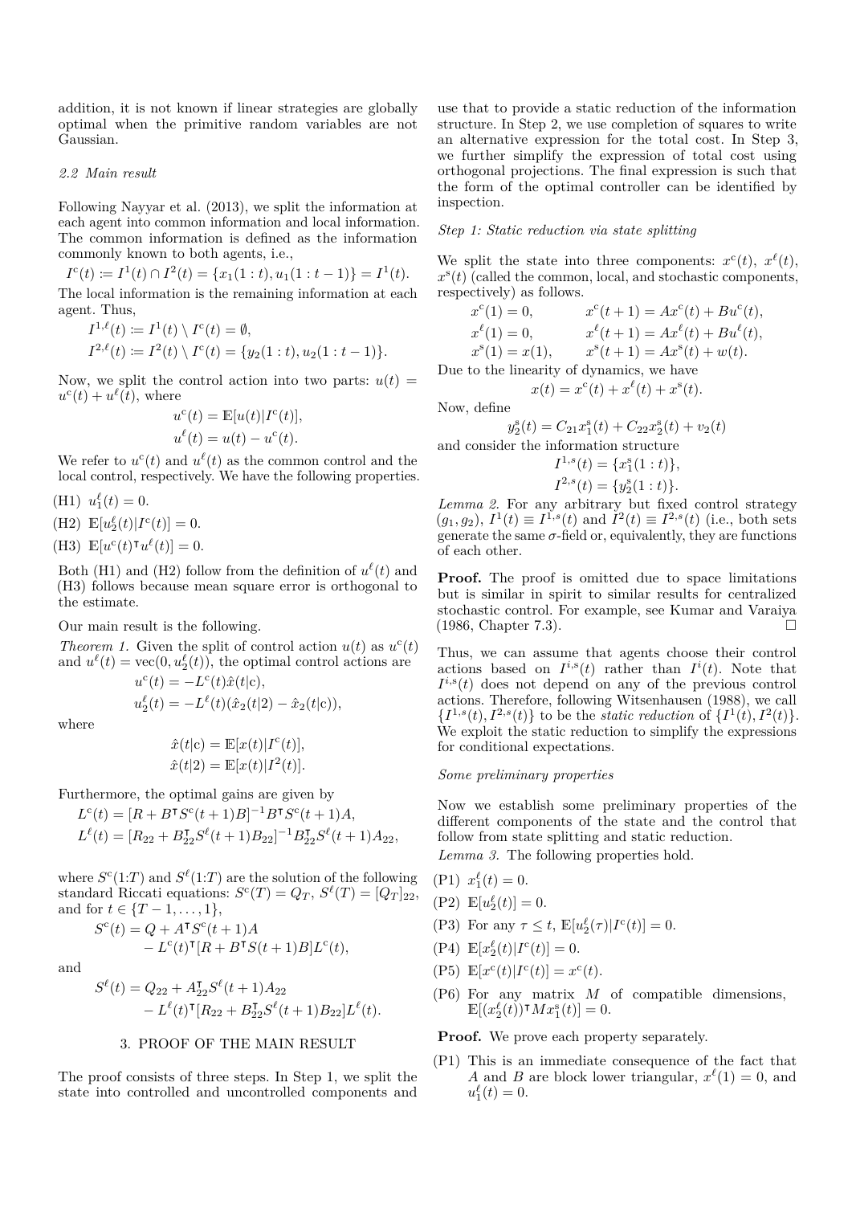addition, it is not known if linear strategies are globally optimal when the primitive random variables are not Gaussian.

### 2.2 Main result

Following Nayyar et al. (2013), we split the information at each agent into common information and local information. The common information is defined as the information commonly known to both agents, i.e.,

$$I^{c}(t) \coloneqq I^1(t) \cap I^2(t) = \{x_1(1:t), u_1(1:t-1)\} = I^1(t).$$

The local information is the remaining information at each agent. Thus,

$$I^{1,\ell}(t) \coloneqq I^1(t) \setminus I^{c}(t) = \emptyset,$$
$$I^{2,\ell}(t) \coloneqq I^2(t) \setminus I^{c}(t) = \{y_2(1:t), u_2(1:t-1)\}.$$

Now, we split the control action into two parts: $u(t) = u^{c}(t) + u^{\ell}(t)$, where

$$u^{c}(t) = \mathbb{E}[u(t)|I^{c}(t)],$$
$$u^{\ell}(t) = u(t) - u^{c}(t).$$

We refer to $u^{c}(t)$ and $u^{\ell}(t)$ as the common control and the local control, respectively. We have the following properties.

(H1) $u_1^{\ell}(t) = 0$.

(H2) $\mathbb{E}[u_2^{\ell}(t)|I^{c}(t)] = 0$.

(H3) $\mathbb{E}[u^{c}(t)^{\intercal} u^{\ell}(t)] = 0$.

Both (H1) and (H2) follow from the definition of $u^{\ell}(t)$ and (H3) follows because mean square error is orthogonal to the estimate.

Our main result is the following.

*Theorem 1.* Given the split of control action $u(t)$ as $u^{c}(t)$ and $u^{\ell}(t) = \mathrm{vec}(0, u_2^{\ell}(t))$, the optimal control actions are

$$u^{c}(t) = -L^{c}(t)\hat{x}(t|\mathrm{c}),$$
$$u_2^{\ell}(t) = -L^{\ell}(t)(\hat{x}_2(t|2) - \hat{x}_2(t|\mathrm{c})),$$

where

$$\hat{x}(t|\mathrm{c}) = \mathbb{E}[x(t)|I^{c}(t)],$$
$$\hat{x}(t|2) = \mathbb{E}[x(t)|I^{2}(t)].$$

Furthermore, the optimal gains are given by

$$L^{c}(t) = [R + B^{\intercal}S^{c}(t+1)B]^{-1}B^{\intercal}S^{c}(t+1)A,$$
$$L^{\ell}(t) = [R_{22} + B_{22}^{\intercal}S^{\ell}(t+1)B_{22}]^{-1}B_{22}^{\intercal}S^{\ell}(t+1)A_{22},$$

where $S^{c}(1{:}T)$ and $S^{\ell}(1{:}T)$ are the solution of the following standard Riccati equations: $S^{c}(T) = Q_T$, $S^{\ell}(T) = [Q_T]_{22}$, and for $t \in \{T-1, \dots, 1\}$,

$$S^{c}(t) = Q + A^{\intercal}S^{c}(t+1)A - L^{c}(t)^{\intercal}[R + B^{\intercal}S(t+1)B]L^{c}(t),$$

and

$$S^{\ell}(t) = Q_{22} + A_{22}^{\intercal}S^{\ell}(t+1)A_{22} - L^{\ell}(t)^{\intercal}[R_{22} + B_{22}^{\intercal}S^{\ell}(t+1)B_{22}]L^{\ell}(t).$$

## 3. PROOF OF THE MAIN RESULT

The proof consists of three steps. In Step 1, we split the state into controlled and uncontrolled components and use that to provide a static reduction of the information structure. In Step 2, we use completion of squares to write an alternative expression for the total cost. In Step 3, we further simplify the expression of total cost using orthogonal projections. The final expression is such that the form of the optimal controller can be identified by inspection.

*Step 1: Static reduction via state splitting*

We split the state into three components: $x^{c}(t)$, $x^{\ell}(t)$, $x^{s}(t)$ (called the common, local, and stochastic components, respectively) as follows.

$$x^{c}(1) = 0, \qquad x^{c}(t+1) = Ax^{c}(t) + Bu^{c}(t),$$
$$x^{\ell}(1) = 0, \qquad x^{\ell}(t+1) = Ax^{\ell}(t) + Bu^{\ell}(t),$$
$$x^{s}(1) = x(1), \qquad x^{s}(t+1) = Ax^{s}(t) + w(t).$$

Due to the linearity of dynamics, we have

$$x(t) = x^{c}(t) + x^{\ell}(t) + x^{s}(t).$$

Now, define

$$y_2^{s}(t) = C_{21}x_1^{s}(t) + C_{22}x_2^{s}(t) + v_2(t)$$

and consider the information structure

$$I^{1,s}(t) = \{x_1^{s}(1:t)\},$$
$$I^{2,s}(t) = \{y_2^{s}(1:t)\}.$$

*Lemma 2.* For any arbitrary but fixed control strategy $(g_1, g_2)$, $I^1(t) \equiv I^{1,s}(t)$ and $I^2(t) \equiv I^{2,s}(t)$ (i.e., both sets generate the same $\sigma$-field or, equivalently, they are functions of each other.

**Proof.** The proof is omitted due to space limitations but is similar in spirit to similar results for centralized stochastic control. For example, see Kumar and Varaiya (1986, Chapter 7.3). □

Thus, we can assume that agents choose their control actions based on $I^{i,s}(t)$ rather than $I^{i}(t)$. Note that $I^{i,s}(t)$ does not depend on any of the previous control actions. Therefore, following Witsenhausen (1988), we call $\{I^{1,s}(t), I^{2,s}(t)\}$ to be the *static reduction* of $\{I^1(t), I^2(t)\}$. We exploit the static reduction to simplify the expressions for conditional expectations.

*Some preliminary properties*

Now we establish some preliminary properties of the different components of the state and the control that follow from state splitting and static reduction.

*Lemma 3.* The following properties hold.

(P1) $x_1^{\ell}(t) = 0$.

(P2) $\mathbb{E}[u_2^{\ell}(t)] = 0$.

(P3) For any $\tau \le t$, $\mathbb{E}[u_2^{\ell}(\tau)|I^{c}(t)] = 0$.

(P4) $\mathbb{E}[x_2^{\ell}(t)|I^{c}(t)] = 0$.

(P5) $\mathbb{E}[x^{c}(t)|I^{c}(t)] = x^{c}(t)$.

(P6) For any matrix $M$ of compatible dimensions, $\mathbb{E}[(x_2^{\ell}(t))^{\intercal}Mx_1^{s}(t)] = 0$.

**Proof.** We prove each property separately.

(P1) This is an immediate consequence of the fact that $A$ and $B$ are block lower triangular, $x^{\ell}(1) = 0$, and $u_1^{\ell}(t) = 0$.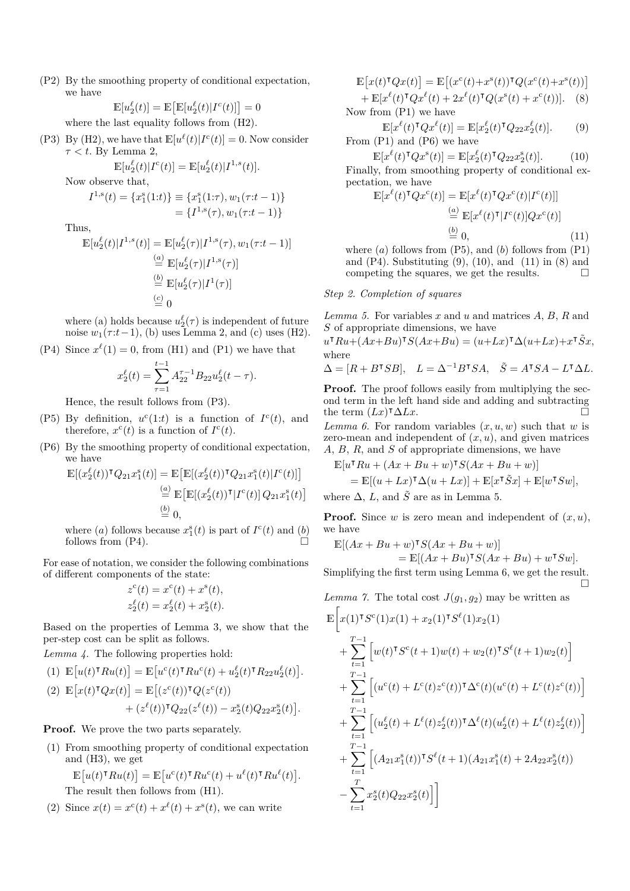(P2) By the smoothing property of conditional expectation, we have

$$\mathbb{E}[u_2^\ell(t)] = \mathbb{E}\big[\mathbb{E}[u_2^\ell(t)|I^c(t)]\big] = 0$$

where the last equality follows from (H2).

(P3) By (H2), we have that $\mathbb{E}[u^\ell(t)|I^c(t)] = 0$. Now consider $\tau < t$. By Lemma 2,

$$\mathbb{E}[u_2^\ell(\tau)|I^c(t)] = \mathbb{E}[u_2^\ell(\tau)|I^{1,s}(t)].$$

Now observe that,

$$\begin{aligned} I^{1,s}(t) = \{x_1^s(1{:}t)\} &\equiv \{x_1^s(1{:}\tau), w_1(\tau{:}t-1)\} \\ &= \{I^{1,s}(\tau), w_1(\tau{:}t-1)\} \end{aligned}$$

Thus,

$$\begin{aligned} \mathbb{E}[u_2^\ell(\tau)|I^{1,s}(t)] &= \mathbb{E}[u_2^\ell(\tau)|I^{1,s}(\tau), w_1(\tau{:}t-1)] \\ &\overset{(a)}{=} \mathbb{E}[u_2^\ell(\tau)|I^{1,s}(\tau)] \\ &\overset{(b)}{=} \mathbb{E}[u_2^\ell(\tau)|I^1(\tau)] \\ &\overset{(c)}{=} 0 \end{aligned}$$

where (a) holds because $u_2^\ell(\tau)$ is independent of future noise $w_1(\tau{:}t-1)$, (b) uses Lemma 2, and (c) uses (H2).

(P4) Since $x^\ell(1) = 0$, from (H1) and (P1) we have that

$$x_2^\ell(t) = \sum_{\tau=1}^{t-1} A_{22}^{\tau-1} B_{22} u_2^\ell(t-\tau).$$

Hence, the result follows from (P3).

(P5) By definition, $u^c(1{:}t)$ is a function of $I^c(t)$, and therefore, $x^c(t)$ is a function of $I^c(t)$.

(P6) By the smoothing property of conditional expectation, we have

$$\begin{aligned} \mathbb{E}[(x_2^\ell(t))^\intercal Q_{21} x_1^s(t)] &= \mathbb{E}\big[\mathbb{E}[(x_2^\ell(t))^\intercal Q_{21} x_1^s(t)|I^c(t)]\big] \\ &\overset{(a)}{=} \mathbb{E}\big[\mathbb{E}[(x_2^\ell(t))^\intercal|I^c(t)]\, Q_{21} x_1^s(t)\big] \\ &\overset{(b)}{=} 0, \end{aligned}$$

where $(a)$ follows because $x_1^s(t)$ is part of $I^c(t)$ and $(b)$ follows from (P4). $\square$

For ease of notation, we consider the following combinations of different components of the state:

$$\begin{aligned} z^c(t) &= x^c(t) + x^s(t), \\ z_2^\ell(t) &= x_2^\ell(t) + x_2^s(t). \end{aligned}$$

Based on the properties of Lemma 3, we show that the per-step cost can be split as follows.

*Lemma 4.* The following properties hold:

(1) $\mathbb{E}\big[u(t)^\intercal R u(t)\big] = \mathbb{E}\big[u^c(t)^\intercal R u^c(t) + u_2^\ell(t)^\intercal R_{22} u_2^\ell(t)\big]$.

(2) $\mathbb{E}\big[x(t)^\intercal Q x(t)\big] = \mathbb{E}\big[(z^c(t))^\intercal Q (z^c(t)) + (z^\ell(t))^\intercal Q_{22} (z^\ell(t)) - x_2^s(t) Q_{22} x_2^s(t)\big]$.

**Proof.** We prove the two parts separately.

(1) From smoothing property of conditional expectation and (H3), we get

$$\mathbb{E}\big[u(t)^\intercal R u(t)\big] = \mathbb{E}\big[u^c(t)^\intercal R u^c(t) + u^\ell(t)^\intercal R u^\ell(t)\big].$$

The result then follows from (H1).

(2) Since $x(t) = x^c(t) + x^\ell(t) + x^s(t)$, we can write

$$\begin{aligned} \mathbb{E}\big[x(t)^\intercal Q x(t)\big] &= \mathbb{E}\big[(x^c(t){+}x^s(t))^\intercal Q (x^c(t){+}x^s(t))\big] \\ &+ \mathbb{E}[x^\ell(t)^\intercal Q x^\ell(t) + 2x^\ell(t)^\intercal Q (x^s(t) + x^c(t))]. \end{aligned} \quad (8)$$

Now from (P1) we have

$$\mathbb{E}[x^\ell(t)^\intercal Q x^\ell(t)] = \mathbb{E}[x_2^\ell(t)^\intercal Q_{22} x_2^\ell(t)]. \quad (9)$$

From (P1) and (P6) we have

$$\mathbb{E}[x^\ell(t)^\intercal Q x^s(t)] = \mathbb{E}[x_2^\ell(t)^\intercal Q_{22} x_2^s(t)]. \quad (10)$$

Finally, from smoothing property of conditional expectation, we have

$$\begin{aligned} \mathbb{E}[x^\ell(t)^\intercal Q x^c(t)] &= \mathbb{E}[x^\ell(t)^\intercal Q x^c(t)|I^c(t)]] \\ &\overset{(a)}{=} \mathbb{E}[x^\ell(t)^\intercal|I^c(t)] Q x^c(t)] \\ &\overset{(b)}{=} 0, \end{aligned} \quad (11)$$

where $(a)$ follows from (P5), and $(b)$ follows from (P1) and (P4). Substituting (9), (10), and (11) in (8) and competing the squares, we get the results. $\square$

*Step 2. Completion of squares*

*Lemma 5.* For variables $x$ and $u$ and matrices $A$, $B$, $R$ and $S$ of appropriate dimensions, we have

$$u^\intercal R u + (Ax+Bu)^\intercal S (Ax+Bu) = (u+Lx)^\intercal \Delta (u+Lx) + x^\intercal \tilde{S} x,$$

where

$$\Delta = [R + B^\intercal S B], \quad L = \Delta^{-1} B^\intercal S A, \quad \tilde{S} = A^\intercal S A - L^\intercal \Delta L.$$

**Proof.** The proof follows easily from multiplying the second term in the left hand side and adding and subtracting the term $(Lx)^\intercal \Delta L x$. $\square$

*Lemma 6.* For random variables $(x, u, w)$ such that $w$ is zero-mean and independent of $(x, u)$, and given matrices $A$, $B$, $R$, and $S$ of appropriate dimensions, we have

$$\begin{aligned} &\mathbb{E}[u^\intercal R u + (Ax + Bu + w)^\intercal S (Ax + Bu + w)] \\ &\quad = \mathbb{E}[(u + Lx)^\intercal \Delta (u + Lx)] + \mathbb{E}[x^\intercal \tilde{S} x] + \mathbb{E}[w^\intercal S w], \end{aligned}$$

where $\Delta$, $L$, and $\tilde{S}$ are as in Lemma 5.

**Proof.** Since $w$ is zero mean and independent of $(x, u)$, we have

$$\begin{aligned} &\mathbb{E}[(Ax + Bu + w)^\intercal S (Ax + Bu + w)] \\ &\qquad = \mathbb{E}[(Ax + Bu)^\intercal S (Ax + Bu) + w^\intercal S w]. \end{aligned}$$

Simplifying the first term using Lemma 6, we get the result. $\square$

*Lemma 7.* The total cost $J(g_1, g_2)$ may be written as

$$\begin{aligned} \mathbb{E}\bigg[ & x(1)^\intercal S^c(1) x(1) + x_2(1)^\intercal S^\ell(1) x_2(1) \\ &+ \sum_{t=1}^{T-1} \Big[ w(t)^\intercal S^c(t+1) w(t) + w_2(t)^\intercal S^\ell(t+1) w_2(t) \Big] \\ &+ \sum_{t=1}^{T-1} \Big[ (u^c(t) + L^c(t) z^c(t))^\intercal \Delta^c(t) (u^c(t) + L^c(t) z^c(t)) \Big] \\ &+ \sum_{t=1}^{T-1} \Big[ (u_2^\ell(t) + L^\ell(t) z_2^\ell(t))^\intercal \Delta^\ell(t) (u_2^\ell(t) + L^\ell(t) z_2^\ell(t)) \Big] \\ &+ \sum_{t=1}^{T-1} \Big[ (A_{21} x_1^s(t))^\intercal S^\ell(t+1) (A_{21} x_1^s(t) + 2A_{22} x_2^s(t)) \\ &- \sum_{t=1}^{T} x_2^s(t) Q_{22} x_2^s(t) \Big] \bigg] \end{aligned}$$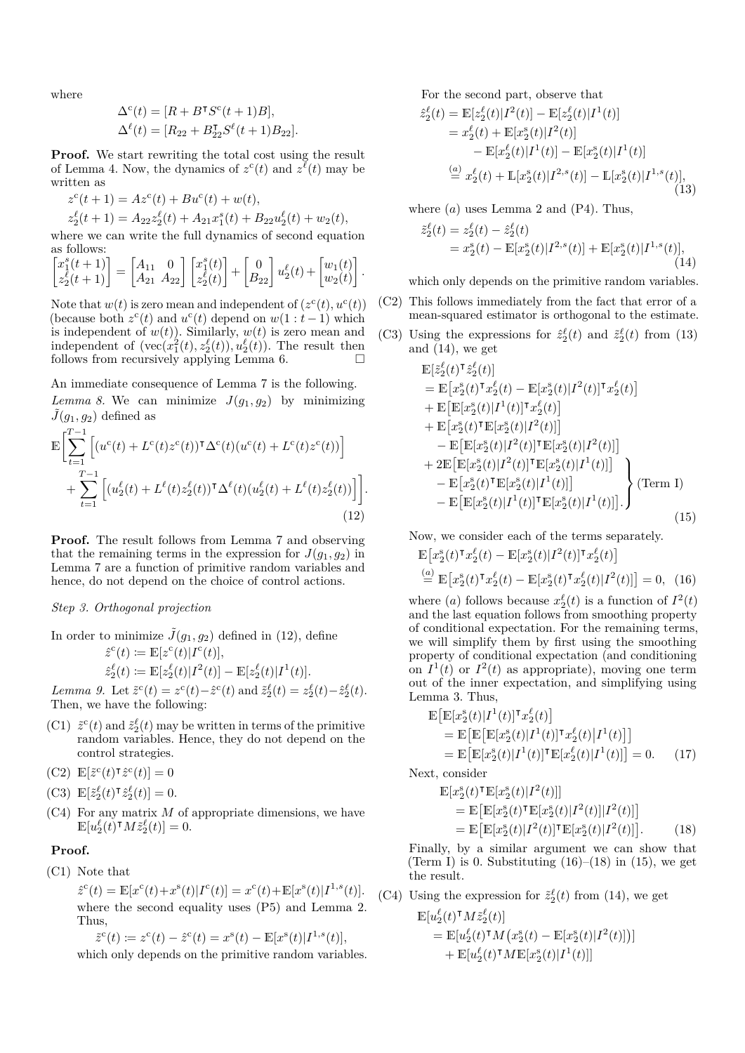where

$$\Delta^{c}(t) = [R + B^{\intercal} S^{c}(t+1) B],$$
$$\Delta^{\ell}(t) = [R_{22} + B_{22}^{\intercal} S^{\ell}(t+1) B_{22}].$$

**Proof.** We start rewriting the total cost using the result of Lemma 4. Now, the dynamics of $z^{c}(t)$ and $z^{\ell}(t)$ may be written as

$$z^{c}(t+1) = A z^{c}(t) + B u^{c}(t) + w(t),$$
$$z_2^{\ell}(t+1) = A_{22} z_2^{\ell}(t) + A_{21} x_1^{s}(t) + B_{22} u_2^{\ell}(t) + w_2(t),$$

where we can write the full dynamics of second equation as follows:

$$\begin{bmatrix} x_1^{s}(t+1) \\ z_2^{\ell}(t+1) \end{bmatrix} = \begin{bmatrix} A_{11} & 0 \\ A_{21} & A_{22} \end{bmatrix} \begin{bmatrix} x_1^{s}(t) \\ z_2^{\ell}(t) \end{bmatrix} + \begin{bmatrix} 0 \\ B_{22} \end{bmatrix} u_2^{\ell}(t) + \begin{bmatrix} w_1(t) \\ w_2(t) \end{bmatrix}.$$

Note that $w(t)$ is zero mean and independent of $(z^{c}(t), u^{c}(t))$ (because both $z^{c}(t)$ and $u^{c}(t)$ depend on $w(1:t-1)$ which is independent of $w(t)$). Similarly, $w(t)$ is zero mean and independent of $(\operatorname{vec}(x_1^{2}(t), z_2^{\ell}(t)), u_2^{\ell}(t))$. The result then follows from recursively applying Lemma 6. $\square$

An immediate consequence of Lemma 7 is the following.

*Lemma 8.* We can minimize $J(g_1, g_2)$ by minimizing $\tilde{J}(g_1, g_2)$ defined as

$$\mathbb{E}\Big[\sum_{t=1}^{T-1} \Big[(u^{c}(t) + L^{c}(t) z^{c}(t))^{\intercal} \Delta^{c}(t) (u^{c}(t) + L^{c}(t) z^{c}(t))\Big] + \sum_{t=1}^{T-1} \Big[(u_2^{\ell}(t) + L^{\ell}(t) z_2^{\ell}(t))^{\intercal} \Delta^{\ell}(t) (u_2^{\ell}(t) + L^{\ell}(t) z_2^{\ell}(t))\Big]\Big]. \tag{12}$$

**Proof.** The result follows from Lemma 7 and observing that the remaining terms in the expression for $J(g_1, g_2)$ in Lemma 7 are a function of primitive random variables and hence, do not depend on the choice of control actions.

*Step 3. Orthogonal projection*

In order to minimize $\tilde{J}(g_1, g_2)$ defined in (12), define

$$\hat{z}^{c}(t) \coloneqq \mathbb{E}[z^{c}(t) | I^{c}(t)],$$
$$\hat{z}_2^{\ell}(t) \coloneqq \mathbb{E}[z_2^{\ell}(t) | I^{2}(t)] - \mathbb{E}[z_2^{\ell}(t) | I^{1}(t)].$$

*Lemma 9.* Let $\tilde{z}^{c}(t) = z^{c}(t) - \hat{z}^{c}(t)$ and $\tilde{z}_2^{\ell}(t) = z_2^{\ell}(t) - \hat{z}_2^{\ell}(t)$. Then, we have the following:

- (C1) $\tilde{z}^{c}(t)$ and $\tilde{z}_2^{\ell}(t)$ may be written in terms of the primitive random variables. Hence, they do not depend on the control strategies.
- (C2) $\mathbb{E}[\tilde{z}^{c}(t)^{\intercal} \hat{z}^{c}(t)] = 0$
- (C3) $\mathbb{E}[\tilde{z}_2^{\ell}(t)^{\intercal} \hat{z}_2^{\ell}(t)] = 0$.
- (C4) For any matrix $M$ of appropriate dimensions, we have $\mathbb{E}[u_2^{\ell}(t)^{\intercal} M \tilde{z}_2^{\ell}(t)] = 0$.

**Proof.**

(C1) Note that

$$\hat{z}^{c}(t) = \mathbb{E}[x^{c}(t) + x^{s}(t) | I^{c}(t)] = x^{c}(t) + \mathbb{E}[x^{s}(t) | I^{1,s}(t)].$$

where the second equality uses (P5) and Lemma 2. Thus,

$$\tilde{z}^{c}(t) \coloneqq z^{c}(t) - \hat{z}^{c}(t) = x^{s}(t) - \mathbb{E}[x^{s}(t) | I^{1,s}(t)],$$

which only depends on the primitive random variables.

For the second part, observe that

$$\begin{aligned} \hat{z}_2^{\ell}(t) &= \mathbb{E}[z_2^{\ell}(t) | I^{2}(t)] - \mathbb{E}[z_2^{\ell}(t) | I^{1}(t)] \\ &= x_2^{\ell}(t) + \mathbb{E}[x_2^{s}(t) | I^{2}(t)] \\ &\quad - \mathbb{E}[x_2^{\ell}(t) | I^{1}(t)] - \mathbb{E}[x_2^{s}(t) | I^{1}(t)] \\ &\overset{(a)}{=} x_2^{\ell}(t) + \mathbb{L}[x_2^{s}(t) | I^{2,s}(t)] - \mathbb{L}[x_2^{s}(t) | I^{1,s}(t)], \end{aligned} \tag{13}$$

where $(a)$ uses Lemma 2 and (P4). Thus,

$$\begin{aligned} \tilde{z}_2^{\ell}(t) &= z_2^{\ell}(t) - \hat{z}_2^{\ell}(t) \\ &= x_2^{s}(t) - \mathbb{E}[x_2^{s}(t) | I^{2,s}(t)] + \mathbb{E}[x_2^{s}(t) | I^{1,s}(t)], \end{aligned} \tag{14}$$

which only depends on the primitive random variables.

(C2) This follows immediately from the fact that error of a mean-squared estimator is orthogonal to the estimate.

(C3) Using the expressions for $\hat{z}_2^{\ell}(t)$ and $\tilde{z}_2^{\ell}(t)$ from (13) and (14), we get

$$\begin{aligned} &\mathbb{E}[\tilde{z}_2^{\ell}(t)^{\intercal} \hat{z}_2^{\ell}(t)] \\ &= \mathbb{E}\big[x_2^{s}(t)^{\intercal} x_2^{\ell}(t) - \mathbb{E}[x_2^{s}(t) | I^{2}(t)]^{\intercal} x_2^{\ell}(t)\big] \\ &+ \mathbb{E}\big[\mathbb{E}[x_2^{s}(t) | I^{1}(t)]^{\intercal} x_2^{\ell}(t)\big] \\ &+ \mathbb{E}\big[x_2^{s}(t)^{\intercal} \mathbb{E}[x_2^{s}(t) | I^{2}(t)]\big] \\ &\quad - \mathbb{E}\big[\mathbb{E}[x_2^{s}(t) | I^{2}(t)]^{\intercal} \mathbb{E}[x_2^{s}(t) | I^{2}(t)]\big] \\ &+ \left.\begin{aligned} &2\mathbb{E}\big[\mathbb{E}[x_2^{s}(t) | I^{2}(t)]^{\intercal} \mathbb{E}[x_2^{s}(t) | I^{1}(t)]\big] \\ &- \mathbb{E}\big[x_2^{s}(t)^{\intercal} \mathbb{E}[x_2^{s}(t) | I^{1}(t)]\big] \\ &- \mathbb{E}\big[\mathbb{E}[x_2^{s}(t) | I^{1}(t)]^{\intercal} \mathbb{E}[x_2^{s}(t) | I^{1}(t)]\big]. \end{aligned}\right\} \text{(Term I)} \end{aligned} \tag{15}$$

Now, we consider each of the terms separately.

$$\begin{aligned} &\mathbb{E}\big[x_2^{s}(t)^{\intercal} x_2^{\ell}(t) - \mathbb{E}[x_2^{s}(t) | I^{2}(t)]^{\intercal} x_2^{\ell}(t)\big] \\ &\overset{(a)}{=} \mathbb{E}\big[x_2^{s}(t)^{\intercal} x_2^{\ell}(t) - \mathbb{E}[x_2^{s}(t)^{\intercal} x_2^{\ell}(t) | I^{2}(t)]\big] = 0, \end{aligned} \tag{16}$$

where $(a)$ follows because $x_2^{\ell}(t)$ is a function of $I^{2}(t)$ and the last equation follows from smoothing property of conditional expectation. For the remaining terms, we will simplify them by first using the smoothing property of conditional expectation (and conditioning on $I^{1}(t)$ or $I^{2}(t)$ as appropriate), moving one term out of the inner expectation, and simplifying using Lemma 3. Thus,

$$\begin{aligned} &\mathbb{E}\big[\mathbb{E}[x_2^{s}(t) | I^{1}(t)]^{\intercal} x_2^{\ell}(t)\big] \\ &= \mathbb{E}\big[\mathbb{E}\big[\mathbb{E}[x_2^{s}(t) | I^{1}(t)]^{\intercal} x_2^{\ell}(t) \big| I^{1}(t)\big]\big] \\ &= \mathbb{E}\big[\mathbb{E}[x_2^{s}(t) | I^{1}(t)]^{\intercal} \mathbb{E}[x_2^{\ell}(t) | I^{1}(t)]\big] = 0. \end{aligned} \tag{17}$$

Next, consider

$$\begin{aligned} &\mathbb{E}[x_2^{s}(t)^{\intercal} \mathbb{E}[x_2^{s}(t) | I^{2}(t)]] \\ &= \mathbb{E}\big[\mathbb{E}[x_2^{s}(t)^{\intercal} \mathbb{E}[x_2^{s}(t) | I^{2}(t)] | I^{2}(t)]\big] \\ &= \mathbb{E}\big[\mathbb{E}[x_2^{s}(t) | I^{2}(t)]^{\intercal} \mathbb{E}[x_2^{s}(t) | I^{2}(t)]\big]. \end{aligned} \tag{18}$$

Finally, by a similar argument we can show that (Term I) is 0. Substituting (16)–(18) in (15), we get the result.

(C4) Using the expression for $\tilde{z}_2^{\ell}(t)$ from (14), we get

$$\begin{aligned} &\mathbb{E}[u_2^{\ell}(t)^{\intercal} M \tilde{z}_2^{\ell}(t)] \\ &= \mathbb{E}[u_2^{\ell}(t)^{\intercal} M \big(x_2^{s}(t) - \mathbb{E}[x_2^{s}(t) | I^{2}(t)]\big)] \\ &\quad + \mathbb{E}[u_2^{\ell}(t)^{\intercal} M \mathbb{E}[x_2^{s}(t) | I^{1}(t)]] \end{aligned}$$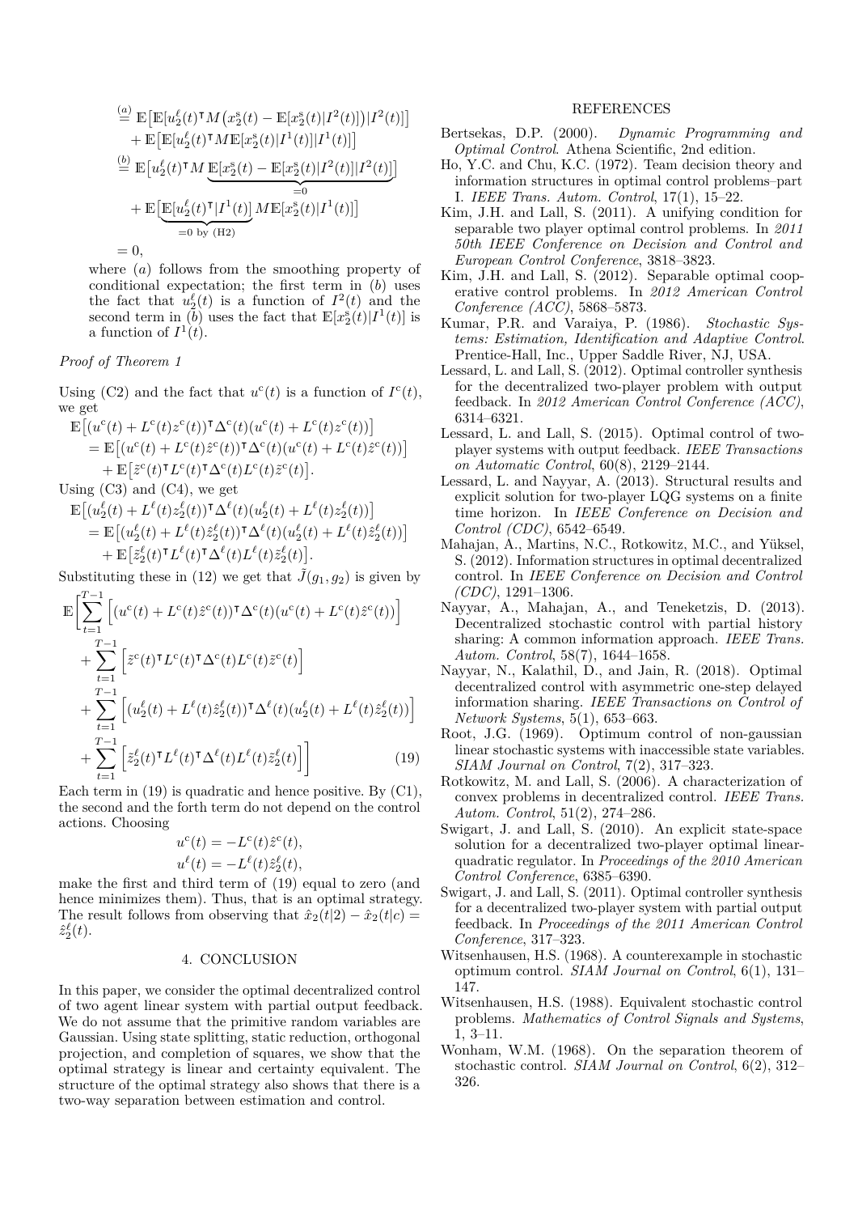$$
\begin{aligned}
&\overset{(a)}{=} \mathbb{E}\big[\mathbb{E}[u_2^\ell(t)^\intercal M\big(x_2^{\rm s}(t) - \mathbb{E}[x_2^{\rm s}(t)|I^2(t)]\big)|I^2(t)]\big] \\
&\quad + \mathbb{E}\big[\mathbb{E}[u_2^\ell(t)^\intercal M \mathbb{E}[x_2^{\rm s}(t)|I^1(t)]|I^1(t)]\big] \\
&\overset{(b)}{=} \mathbb{E}\big[u_2^\ell(t)^\intercal M \underbrace{\mathbb{E}[x_2^{\rm s}(t) - \mathbb{E}[x_2^{\rm s}(t)|I^2(t)]|I^2(t)]}_{=0}\big] \\
&\quad + \mathbb{E}\big[\underbrace{\mathbb{E}[u_2^\ell(t)^\intercal|I^1(t)]}_{=0 \text{ by (H2)}} M \mathbb{E}[x_2^{\rm s}(t)|I^1(t)]\big] \\
&= 0,
\end{aligned}
$$

where $(a)$ follows from the smoothing property of conditional expectation; the first term in $(b)$ uses the fact that $u_2^\ell(t)$ is a function of $I^2(t)$ and the second term in $(b)$ uses the fact that $\mathbb{E}[x_2^{\rm s}(t)|I^1(t)]$ is a function of $I^1(t)$.

*Proof of Theorem 1*

Using (C2) and the fact that $u^{\rm c}(t)$ is a function of $I^{\rm c}(t)$, we get

$$
\begin{aligned}
&\mathbb{E}\big[(u^{\rm c}(t) + L^{\rm c}(t) z^{\rm c}(t))^\intercal \Delta^{\rm c}(t)(u^{\rm c}(t) + L^{\rm c}(t) z^{\rm c}(t))\big] \\
&= \mathbb{E}\big[(u^{\rm c}(t) + L^{\rm c}(t)\hat{z}^{\rm c}(t))^\intercal \Delta^{\rm c}(t)(u^{\rm c}(t) + L^{\rm c}(t)\hat{z}^{\rm c}(t))\big] \\
&\quad + \mathbb{E}\big[\tilde{z}^{\rm c}(t)^\intercal L^{\rm c}(t)^\intercal \Delta^{\rm c}(t) L^{\rm c}(t)\tilde{z}^{\rm c}(t)\big].
\end{aligned}
$$

Using (C3) and (C4), we get

$$
\begin{aligned}
&\mathbb{E}\big[(u_2^\ell(t) + L^\ell(t) z_2^\ell(t))^\intercal \Delta^\ell(t)(u_2^\ell(t) + L^\ell(t) z_2^\ell(t))\big] \\
&= \mathbb{E}\big[(u_2^\ell(t) + L^\ell(t)\hat{z}_2^\ell(t))^\intercal \Delta^\ell(t)(u_2^\ell(t) + L^\ell(t)\hat{z}_2^\ell(t))\big] \\
&\quad + \mathbb{E}\big[\tilde{z}_2^\ell(t)^\intercal L^\ell(t)^\intercal \Delta^\ell(t) L^\ell(t)\tilde{z}_2^\ell(t)\big].
\end{aligned}
$$

Substituting these in (12) we get that $\tilde{J}(g_1, g_2)$ is given by

$$
\begin{aligned}
\mathbb{E}\Bigg[&\sum_{t=1}^{T-1} \Big[(u^{\rm c}(t) + L^{\rm c}(t)\hat{z}^{\rm c}(t))^\intercal \Delta^{\rm c}(t)(u^{\rm c}(t) + L^{\rm c}(t)\hat{z}^{\rm c}(t))\Big] \\
&+ \sum_{t=1}^{T-1} \Big[\tilde{z}^{\rm c}(t)^\intercal L^{\rm c}(t)^\intercal \Delta^{\rm c}(t) L^{\rm c}(t)\tilde{z}^{\rm c}(t)\Big] \\
&+ \sum_{t=1}^{T-1} \Big[(u_2^\ell(t) + L^\ell(t)\hat{z}_2^\ell(t))^\intercal \Delta^\ell(t)(u_2^\ell(t) + L^\ell(t)\hat{z}_2^\ell(t))\Big] \\
&+ \sum_{t=1}^{T-1} \Big[\tilde{z}_2^\ell(t)^\intercal L^\ell(t)^\intercal \Delta^\ell(t) L^\ell(t)\tilde{z}_2^\ell(t)\Big]\Bigg] \qquad (19)
\end{aligned}
$$

Each term in (19) is quadratic and hence positive. By (C1), the second and the forth term do not depend on the control actions. Choosing

$$
\begin{aligned}
u^{\rm c}(t) &= -L^{\rm c}(t)\hat{z}^{\rm c}(t), \\
u^\ell(t) &= -L^\ell(t)\hat{z}_2^\ell(t),
\end{aligned}
$$

make the first and third term of (19) equal to zero (and hence minimizes them). Thus, that is an optimal strategy. The result follows from observing that $\hat{x}_2(t|2) - \hat{x}_2(t|c) = \hat{z}_2^\ell(t)$.

## 4. CONCLUSION

In this paper, we consider the optimal decentralized control of two agent linear system with partial output feedback. We do not assume that the primitive random variables are Gaussian. Using state splitting, static reduction, orthogonal projection, and completion of squares, we show that the optimal strategy is linear and certainty equivalent. The structure of the optimal strategy also shows that there is a two-way separation between estimation and control.

## REFERENCES

Bertsekas, D.P. (2000). *Dynamic Programming and Optimal Control*. Athena Scientific, 2nd edition.

Ho, Y.C. and Chu, K.C. (1972). Team decision theory and information structures in optimal control problems–part I. *IEEE Trans. Autom. Control*, 17(1), 15–22.

Kim, J.H. and Lall, S. (2011). A unifying condition for separable two player optimal control problems. In *2011 50th IEEE Conference on Decision and Control and European Control Conference*, 3818–3823.

Kim, J.H. and Lall, S. (2012). Separable optimal cooperative control problems. In *2012 American Control Conference (ACC)*, 5868–5873.

Kumar, P.R. and Varaiya, P. (1986). *Stochastic Systems: Estimation, Identification and Adaptive Control*. Prentice-Hall, Inc., Upper Saddle River, NJ, USA.

Lessard, L. and Lall, S. (2012). Optimal controller synthesis for the decentralized two-player problem with output feedback. In *2012 American Control Conference (ACC)*, 6314–6321.

Lessard, L. and Lall, S. (2015). Optimal control of two-player systems with output feedback. *IEEE Transactions on Automatic Control*, 60(8), 2129–2144.

Lessard, L. and Nayyar, A. (2013). Structural results and explicit solution for two-player LQG systems on a finite time horizon. In *IEEE Conference on Decision and Control (CDC)*, 6542–6549.

Mahajan, A., Martins, N.C., Rotkowitz, M.C., and Yüksel, S. (2012). Information structures in optimal decentralized control. In *IEEE Conference on Decision and Control (CDC)*, 1291–1306.

Nayyar, A., Mahajan, A., and Teneketzis, D. (2013). Decentralized stochastic control with partial history sharing: A common information approach. *IEEE Trans. Autom. Control*, 58(7), 1644–1658.

Nayyar, N., Kalathil, D., and Jain, R. (2018). Optimal decentralized control with asymmetric one-step delayed information sharing. *IEEE Transactions on Control of Network Systems*, 5(1), 653–663.

Root, J.G. (1969). Optimum control of non-gaussian linear stochastic systems with inaccessible state variables. *SIAM Journal on Control*, 7(2), 317–323.

Rotkowitz, M. and Lall, S. (2006). A characterization of convex problems in decentralized control. *IEEE Trans. Autom. Control*, 51(2), 274–286.

Swigart, J. and Lall, S. (2010). An explicit state-space solution for a decentralized two-player optimal linear-quadratic regulator. In *Proceedings of the 2010 American Control Conference*, 6385–6390.

Swigart, J. and Lall, S. (2011). Optimal controller synthesis for a decentralized two-player system with partial output feedback. In *Proceedings of the 2011 American Control Conference*, 317–323.

Witsenhausen, H.S. (1968). A counterexample in stochastic optimum control. *SIAM Journal on Control*, 6(1), 131–147.

Witsenhausen, H.S. (1988). Equivalent stochastic control problems. *Mathematics of Control Signals and Systems*, 1, 3–11.

Wonham, W.M. (1968). On the separation theorem of stochastic control. *SIAM Journal on Control*, 6(2), 312–326.